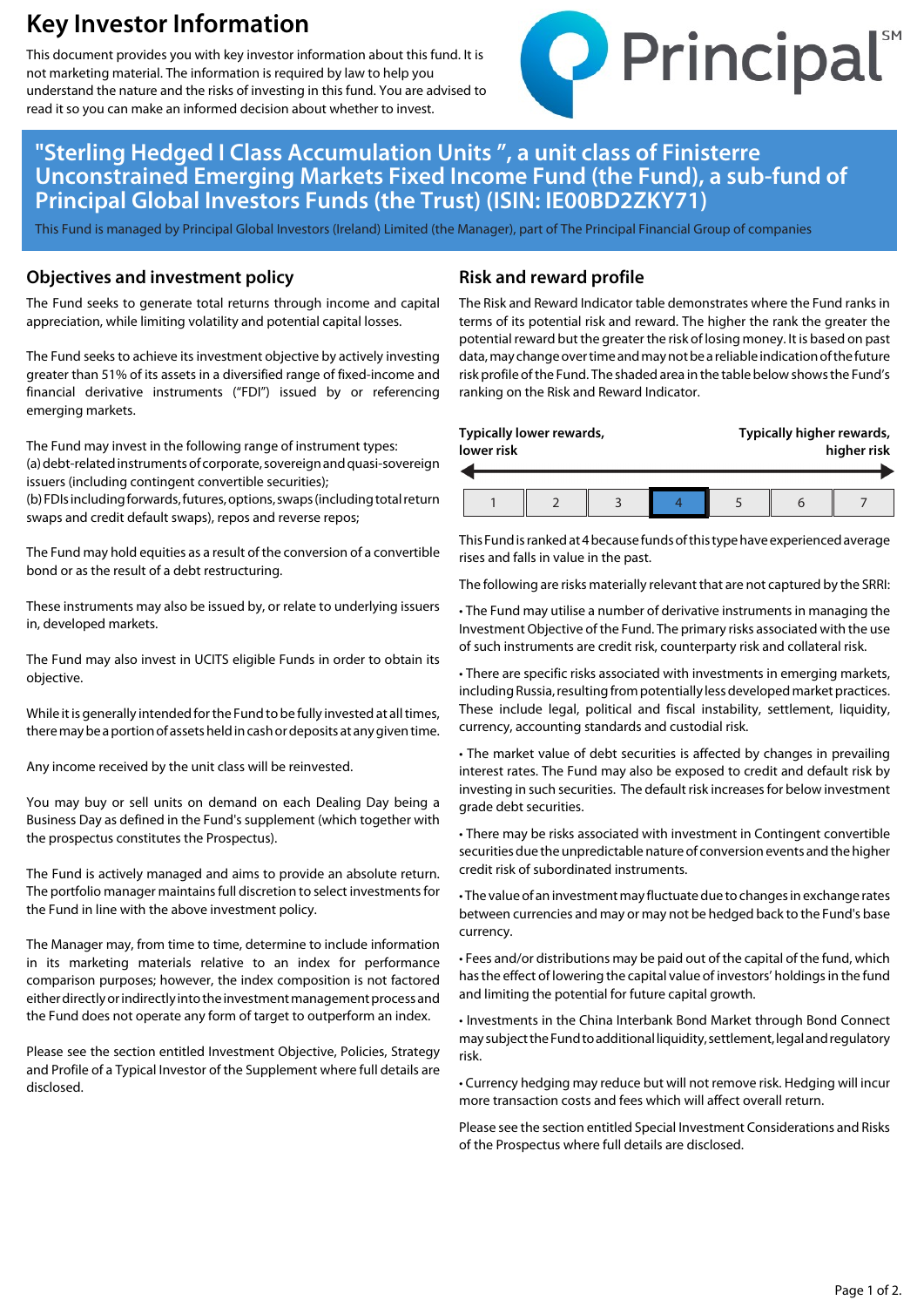# Key Investor Information

This document provides you with key investor information about this fund. It is not marketing material. The information is required by law to help you understand the nature and the risks of investing in this fund. You are advised to read it so you can make an informed decision about whether to invest.

## "Sterling Hedged I Class Accumulation Units ", a unit class of Finisterre Unconstrained Emerging Markets Fixed Income Fund (the Fund), a sub-fund of Principal Global Investors Funds (the Trust) (ISIN: IE00BD2ZKY71)

This Fund is managed by Principal Global Investors (Ireland) Limited (the Manager), part of The Principal Financial Group of companies

## Objectives and investment policy

The Fund seeks to generate total returns through income and capital appreciation, while limiting volatility and potential capital losses.

The Fund seeks to achieve its investment objective by actively investing greater than 51% of its assets in a diversified range of fixed-income and financial derivative instruments ("FDI") issued by or referencing emerging markets.

The Fund may invest in the following range of instrument types:
(a) debt-related instruments of corporate, sovereign and quasi-sovereign issuers (including contingent convertible securities);
(b) FDIs including forwards, futures, options, swaps (including total return swaps and credit default swaps), repos and reverse repos;

The Fund may hold equities as a result of the conversion of a convertible bond or as the result of a debt restructuring.

These instruments may also be issued by, or relate to underlying issuers in, developed markets.

The Fund may also invest in UCITS eligible Funds in order to obtain its objective.

While it is generally intended for the Fund to be fully invested at all times, there may be a portion of assets held in cash or deposits at any given time.

Any income received by the unit class will be reinvested.

You may buy or sell units on demand on each Dealing Day being a Business Day as defined in the Fund's supplement (which together with the prospectus constitutes the Prospectus).

The Fund is actively managed and aims to provide an absolute return. The portfolio manager maintains full discretion to select investments for the Fund in line with the above investment policy.

The Manager may, from time to time, determine to include information in its marketing materials relative to an index for performance comparison purposes; however, the index composition is not factored either directly or indirectly into the investment management process and the Fund does not operate any form of target to outperform an index.

Please see the section entitled Investment Objective, Policies, Strategy and Profile of a Typical Investor of the Supplement where full details are disclosed.

## Risk and reward profile

The Risk and Reward Indicator table demonstrates where the Fund ranks in terms of its potential risk and reward. The higher the rank the greater the potential reward but the greater the risk of losing money. It is based on past data, may change over time and may not be a reliable indication of the future risk profile of the Fund. The shaded area in the table below shows the Fund's ranking on the Risk and Reward Indicator.

**Typically lower rewards, lower risk** ← → **Typically higher rewards, higher risk**

| 1 | 2 | 3 | **4** | 5 | 6 | 7 |
|---|---|---|---|---|---|---|

This Fund is ranked at 4 because funds of this type have experienced average rises and falls in value in the past.

The following are risks materially relevant that are not captured by the SRRI:

- The Fund may utilise a number of derivative instruments in managing the Investment Objective of the Fund. The primary risks associated with the use of such instruments are credit risk, counterparty risk and collateral risk.
- There are specific risks associated with investments in emerging markets, including Russia, resulting from potentially less developed market practices. These include legal, political and fiscal instability, settlement, liquidity, currency, accounting standards and custodial risk.
- The market value of debt securities is affected by changes in prevailing interest rates. The Fund may also be exposed to credit and default risk by investing in such securities. The default risk increases for below investment grade debt securities.
- There may be risks associated with investment in Contingent convertible securities due the unpredictable nature of conversion events and the higher credit risk of subordinated instruments.
- The value of an investment may fluctuate due to changes in exchange rates between currencies and may or may not be hedged back to the Fund's base currency.
- Fees and/or distributions may be paid out of the capital of the fund, which has the effect of lowering the capital value of investors' holdings in the fund and limiting the potential for future capital growth.
- Investments in the China Interbank Bond Market through Bond Connect may subject the Fund to additional liquidity, settlement, legal and regulatory risk.
- Currency hedging may reduce but will not remove risk. Hedging will incur more transaction costs and fees which will affect overall return.

Please see the section entitled Special Investment Considerations and Risks of the Prospectus where full details are disclosed.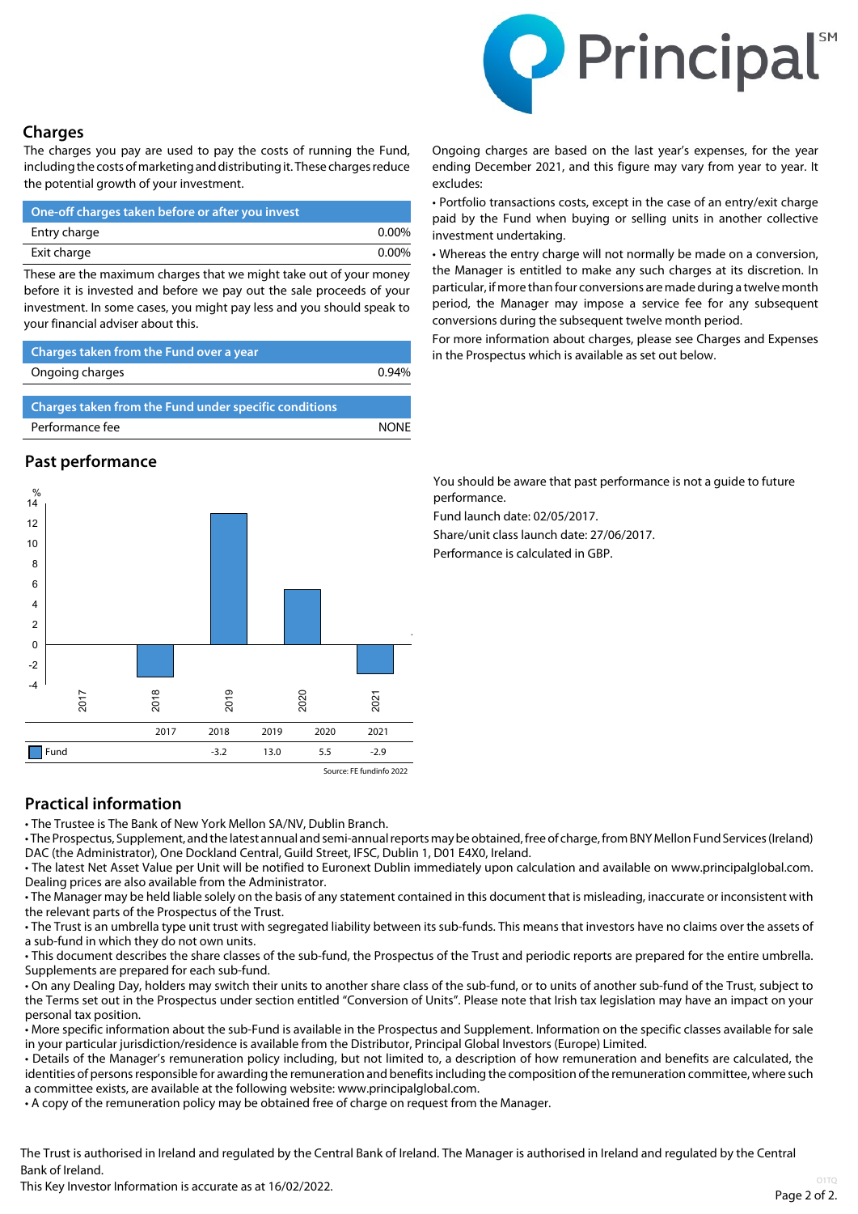## Charges

The charges you pay are used to pay the costs of running the Fund, including the costs of marketing and distributing it. These charges reduce the potential growth of your investment.

| One-off charges taken before or after you invest | |
|---|---|
| Entry charge | 0.00% |
| Exit charge | 0.00% |

These are the maximum charges that we might take out of your money before it is invested and before we pay out the sale proceeds of your investment. In some cases, you might pay less and you should speak to your financial adviser about this.

| Charges taken from the Fund over a year | |
|---|---|
| Ongoing charges | 0.94% |

| Charges taken from the Fund under specific conditions | |
|---|---|
| Performance fee | NONE |

Ongoing charges are based on the last year's expenses, for the year ending December 2021, and this figure may vary from year to year. It excludes:

- Portfolio transactions costs, except in the case of an entry/exit charge paid by the Fund when buying or selling units in another collective investment undertaking.
- Whereas the entry charge will not normally be made on a conversion, the Manager is entitled to make any such charges at its discretion. In particular, if more than four conversions are made during a twelve month period, the Manager may impose a service fee for any subsequent conversions during the subsequent twelve month period.

For more information about charges, please see Charges and Expenses in the Prospectus which is available as set out below.

## Past performance

%
14
12
10
8
6
4
2
0
-2
-4

2017 2018 2019 2020 2021

| | 2017 | 2018 | 2019 | 2020 | 2021 |
|---|---|---|---|---|---|
| Fund | | -3.2 | 13.0 | 5.5 | -2.9 |

Source: FE fundinfo 2022

You should be aware that past performance is not a guide to future performance.

Fund launch date: 02/05/2017.

Share/unit class launch date: 27/06/2017.

Performance is calculated in GBP.

## Practical information

- The Trustee is The Bank of New York Mellon SA/NV, Dublin Branch.
- The Prospectus, Supplement, and the latest annual and semi-annual reports may be obtained, free of charge, from BNY Mellon Fund Services (Ireland) DAC (the Administrator), One Dockland Central, Guild Street, IFSC, Dublin 1, D01 E4X0, Ireland.
- The latest Net Asset Value per Unit will be notified to Euronext Dublin immediately upon calculation and available on www.principalglobal.com. Dealing prices are also available from the Administrator.
- The Manager may be held liable solely on the basis of any statement contained in this document that is misleading, inaccurate or inconsistent with the relevant parts of the Prospectus of the Trust.
- The Trust is an umbrella type unit trust with segregated liability between its sub-funds. This means that investors have no claims over the assets of a sub-fund in which they do not own units.
- This document describes the share classes of the sub-fund, the Prospectus of the Trust and periodic reports are prepared for the entire umbrella. Supplements are prepared for each sub-fund.
- On any Dealing Day, holders may switch their units to another share class of the sub-fund, or to units of another sub-fund of the Trust, subject to the Terms set out in the Prospectus under section entitled "Conversion of Units". Please note that Irish tax legislation may have an impact on your personal tax position.
- More specific information about the sub-Fund is available in the Prospectus and Supplement. Information on the specific classes available for sale in your particular jurisdiction/residence is available from the Distributor, Principal Global Investors (Europe) Limited.
- Details of the Manager's remuneration policy including, but not limited to, a description of how remuneration and benefits are calculated, the identities of persons responsible for awarding the remuneration and benefits including the composition of the remuneration committee, where such a committee exists, are available at the following website: www.principalglobal.com.
- A copy of the remuneration policy may be obtained free of charge on request from the Manager.

The Trust is authorised in Ireland and regulated by the Central Bank of Ireland. The Manager is authorised in Ireland and regulated by the Central Bank of Ireland.

This Key Investor Information is accurate as at 16/02/2022.